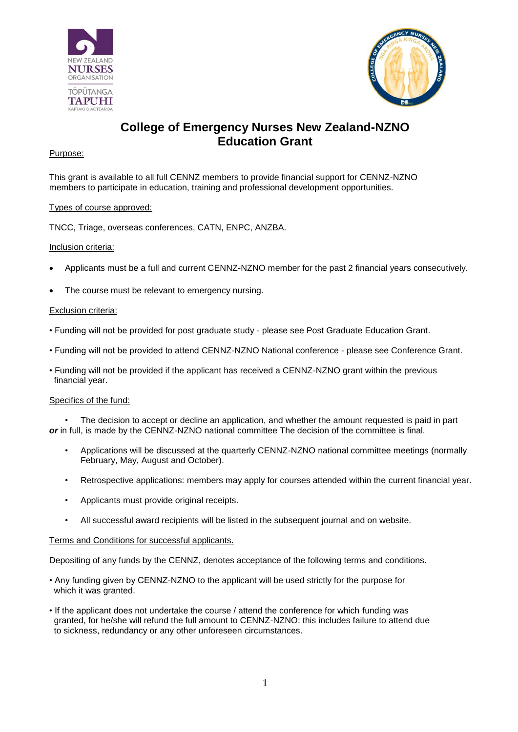# College of Emergency Nurses New Zealand-NZNO Education Grant

Purpose:

This grant is available to all full CENNZ members to provide financial support for CENNZ-NZNO members to participate in education, training and professional development opportunities.

Types of course approved:

TNCC, Triage, overseas conferences, CATN, ENPC, ANZBA.

Inclusion criteria:

- Applicants must be a full and current CENNZ-NZNO member for the past 2 financial years consecutively.
- The course must be relevant to emergency nursing.

Exclusion criteria:

- Funding will not be provided for post graduate study - please see Post Graduate Education Grant.
- Funding will not be provided to attend CENNZ-NZNO National conference - please see Conference Grant.
- Funding will not be provided if the applicant has received a CENNZ-NZNO grant within the previous financial year.

Specifics of the fund:

- The decision to accept or decline an application, and whether the amount requested is paid in part ***or*** in full, is made by the CENNZ-NZNO national committee The decision of the committee is final.
- Applications will be discussed at the quarterly CENNZ-NZNO national committee meetings (normally February, May, August and October).
- Retrospective applications: members may apply for courses attended within the current financial year.
- Applicants must provide original receipts.
- All successful award recipients will be listed in the subsequent journal and on website.

Terms and Conditions for successful applicants.

Depositing of any funds by the CENNZ, denotes acceptance of the following terms and conditions.

- Any funding given by CENNZ-NZNO to the applicant will be used strictly for the purpose for which it was granted.
- If the applicant does not undertake the course / attend the conference for which funding was granted, for he/she will refund the full amount to CENNZ-NZNO: this includes failure to attend due to sickness, redundancy or any other unforeseen circumstances.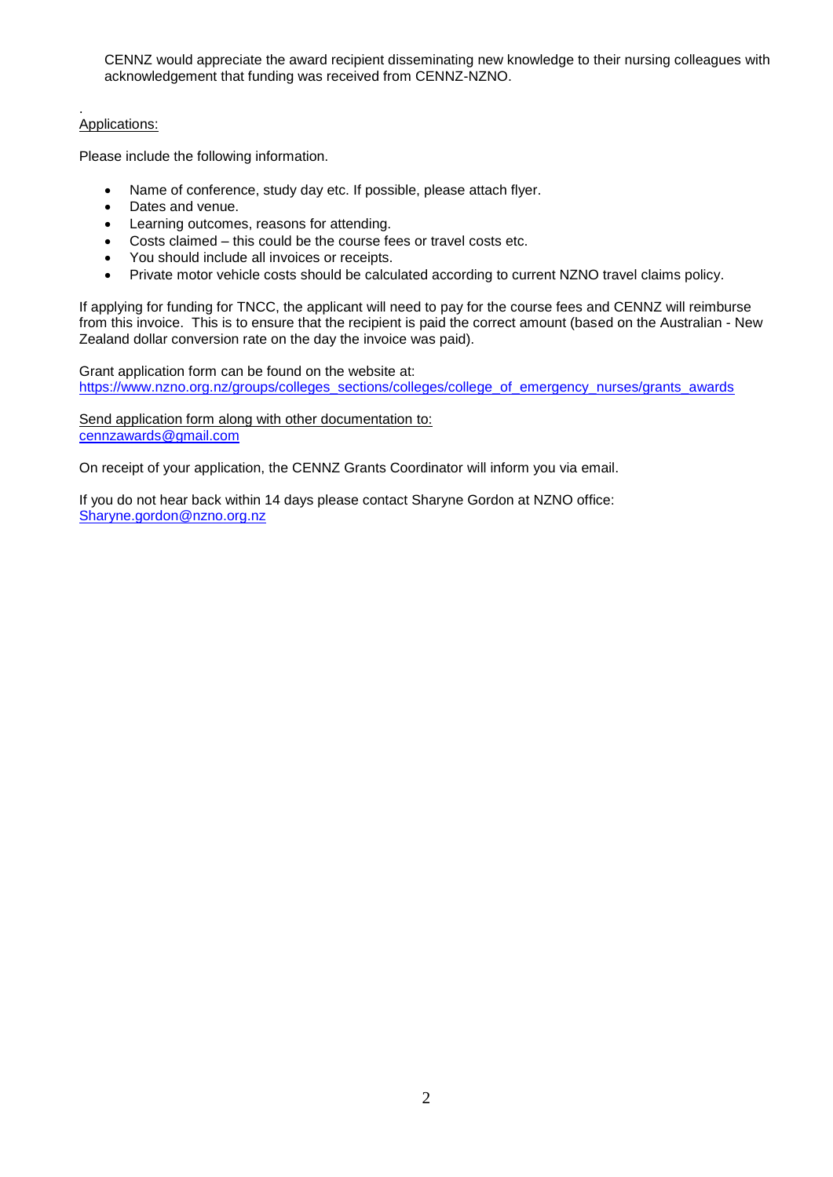CENNZ would appreciate the award recipient disseminating new knowledge to their nursing colleagues with acknowledgement that funding was received from CENNZ-NZNO.

.
Applications:

Please include the following information.

- Name of conference, study day etc. If possible, please attach flyer.
- Dates and venue.
- Learning outcomes, reasons for attending.
- Costs claimed – this could be the course fees or travel costs etc.
- You should include all invoices or receipts.
- Private motor vehicle costs should be calculated according to current NZNO travel claims policy.

If applying for funding for TNCC, the applicant will need to pay for the course fees and CENNZ will reimburse from this invoice. This is to ensure that the recipient is paid the correct amount (based on the Australian - New Zealand dollar conversion rate on the day the invoice was paid).

Grant application form can be found on the website at:
https://www.nzno.org.nz/groups/colleges_sections/colleges/college_of_emergency_nurses/grants_awards

Send application form along with other documentation to:
cennzawards@gmail.com

On receipt of your application, the CENNZ Grants Coordinator will inform you via email.

If you do not hear back within 14 days please contact Sharyne Gordon at NZNO office:
Sharyne.gordon@nzno.org.nz